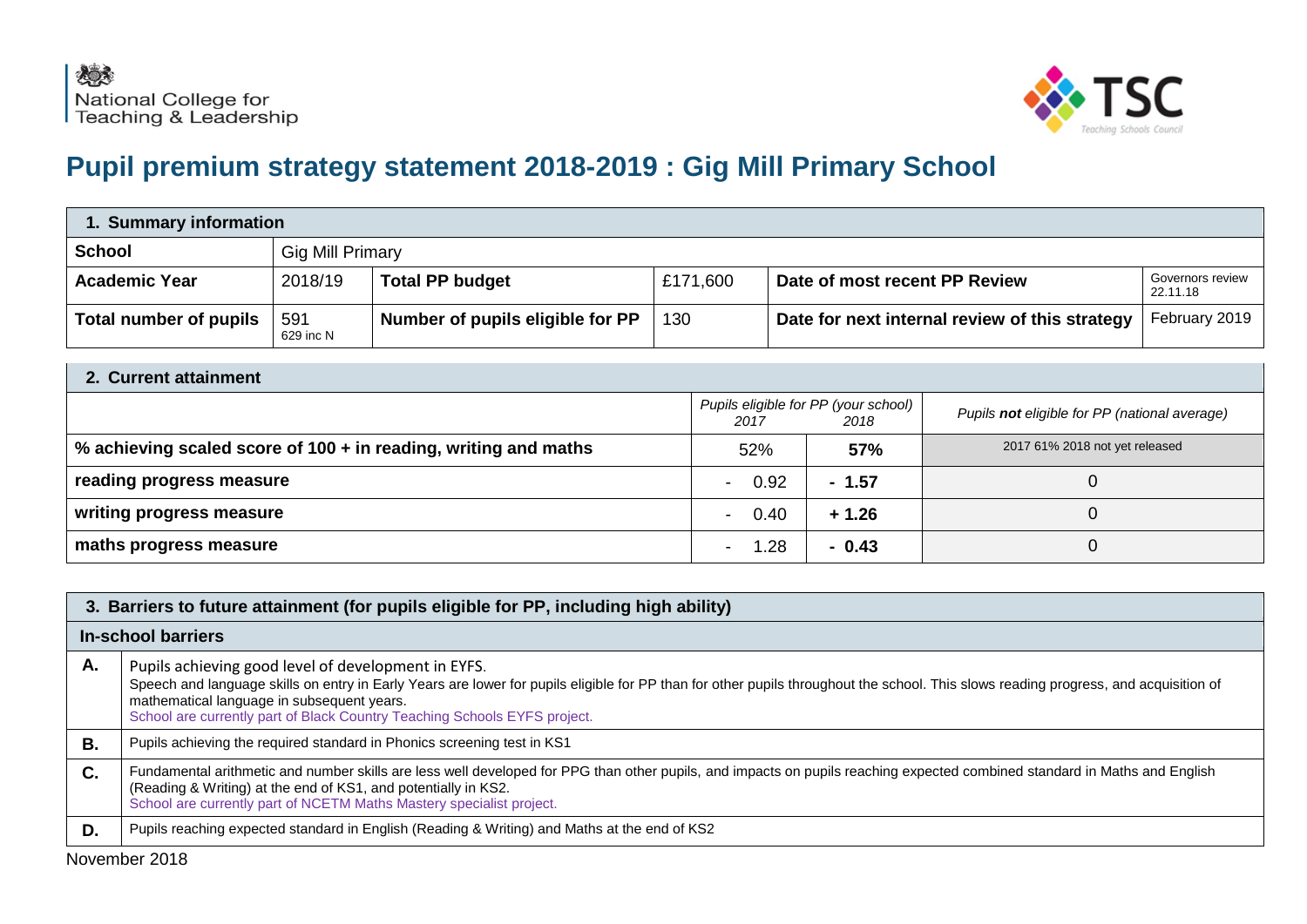National College for Teaching & Leadership

TSC Teaching Schools Council

# Pupil premium strategy statement 2018-2019 : Gig Mill Primary School

| 1. Summary information | | | | | |
|---|---|---|---|---|---|
| **School** | Gig Mill Primary | | | | |
| **Academic Year** | 2018/19 | **Total PP budget** | £171,600 | **Date of most recent PP Review** | Governors review 22.11.18 |
| **Total number of pupils** | 591 629 inc N | **Number of pupils eligible for PP** | 130 | **Date for next internal review of this strategy** | February 2019 |

| 2. Current attainment | | | |
|---|---|---|---|
| | *Pupils eligible for PP (your school)* *2017* | *2018* | *Pupils **not** eligible for PP (national average)* |
| **% achieving scaled score of 100 + in reading, writing and maths** | 52% | **57%** | 2017 61% 2018 not yet released |
| **reading progress measure** | - 0.92 | **- 1.57** | 0 |
| **writing progress measure** | - 0.40 | **+ 1.26** | 0 |
| **maths progress measure** | - 1.28 | **- 0.43** | 0 |

| 3. Barriers to future attainment (for pupils eligible for PP, including high ability) | |
|---|---|
| **In-school barriers** | |
| **A.** | Pupils achieving good level of development in EYFS. Speech and language skills on entry in Early Years are lower for pupils eligible for PP than for other pupils throughout the school. This slows reading progress, and acquisition of mathematical language in subsequent years. School are currently part of Black Country Teaching Schools EYFS project. |
| **B.** | Pupils achieving the required standard in Phonics screening test in KS1 |
| **C.** | Fundamental arithmetic and number skills are less well developed for PPG than other pupils, and impacts on pupils reaching expected combined standard in Maths and English (Reading & Writing) at the end of KS1, and potentially in KS2. School are currently part of NCETM Maths Mastery specialist project. |
| **D.** | Pupils reaching expected standard in English (Reading & Writing) and Maths at the end of KS2 |

November 2018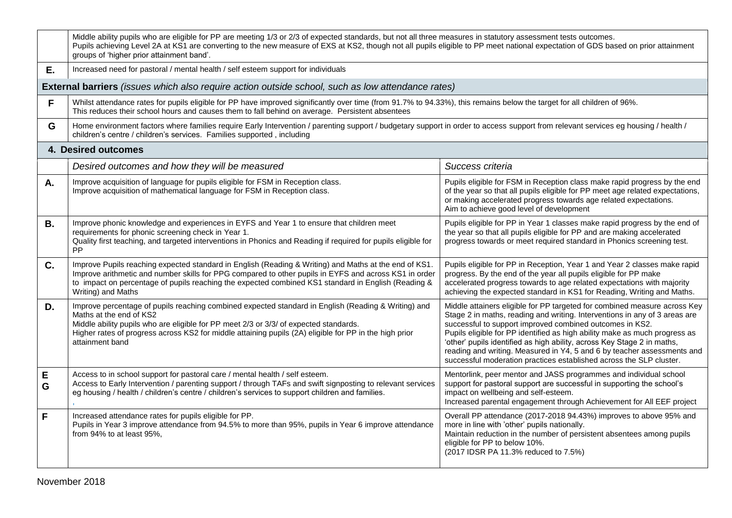| | |
|---|---|
| | Middle ability pupils who are eligible for PP are meeting 1/3 or 2/3 of expected standards, but not all three measures in statutory assessment tests outcomes. Pupils achieving Level 2A at KS1 are converting to the new measure of EXS at KS2, though not all pupils eligible to PP meet national expectation of GDS based on prior attainment groups of 'higher prior attainment band'. |
| **E.** | Increased need for pastoral / mental health / self esteem support for individuals |

**External barriers** *(issues which also require action outside school, such as low attendance rates)*

| | |
|---|---|
| **F** | Whilst attendance rates for pupils eligible for PP have improved significantly over time (from 91.7% to 94.33%), this remains below the target for all children of 96%. This reduces their school hours and causes them to fall behind on average. Persistent absentees |
| **G** | Home environment factors where families require Early Intervention / parenting support / budgetary support in order to access support from relevant services eg housing / health / children's centre / children's services. Families supported , including |

## 4. Desired outcomes

| | *Desired outcomes and how they will be measured* | *Success criteria* |
|---|---|---|
| **A.** | Improve acquisition of language for pupils eligible for FSM in Reception class.<br>Improve acquisition of mathematical language for FSM in Reception class. | Pupils eligible for FSM in Reception class make rapid progress by the end of the year so that all pupils eligible for PP meet age related expectations, or making accelerated progress towards age related expectations.<br>Aim to achieve good level of development |
| **B.** | Improve phonic knowledge and experiences in EYFS and Year 1 to ensure that children meet requirements for phonic screening check in Year 1.<br>Quality first teaching, and targeted interventions in Phonics and Reading if required for pupils eligible for PP | Pupils eligible for PP in Year 1 classes make rapid progress by the end of the year so that all pupils eligible for PP and are making accelerated progress towards or meet required standard in Phonics screening test. |
| **C.** | Improve Pupils reaching expected standard in English (Reading & Writing) and Maths at the end of KS1.<br>Improve arithmetic and number skills for PPG compared to other pupils in EYFS and across KS1 in order to impact on percentage of pupils reaching the expected combined KS1 standard in English (Reading & Writing) and Maths | Pupils eligible for PP in Reception, Year 1 and Year 2 classes make rapid progress. By the end of the year all pupils eligible for PP make accelerated progress towards to age related expectations with majority achieving the expected standard in KS1 for Reading, Writing and Maths. |
| **D.** | Improve percentage of pupils reaching combined expected standard in English (Reading & Writing) and Maths at the end of KS2<br>Middle ability pupils who are eligible for PP meet 2/3 or 3/3/ of expected standards.<br>Higher rates of progress across KS2 for middle attaining pupils (2A) eligible for PP in the high prior attainment band | Middle attainers eligible for PP targeted for combined measure across Key Stage 2 in maths, reading and writing. Interventions in any of 3 areas are successful to support improved combined outcomes in KS2.<br>Pupils eligible for PP identified as high ability make as much progress as 'other' pupils identified as high ability, across Key Stage 2 in maths, reading and writing. Measured in Y4, 5 and 6 by teacher assessments and successful moderation practices established across the SLP cluster. |
| **E G** | Access to in school support for pastoral care / mental health / self esteem.<br>Access to Early Intervention / parenting support / through TAFs and swift signposting to relevant services eg housing / health / children's centre / children's services to support children and families. | Mentorlink, peer mentor and JASS programmes and individual school support for pastoral support are successful in supporting the school's impact on wellbeing and self-esteem.<br>Increased parental engagement through Achievement for All EEF project |
| **F** | Increased attendance rates for pupils eligible for PP.<br>Pupils in Year 3 improve attendance from 94.5% to more than 95%, pupils in Year 6 improve attendance from 94% to at least 95%, | Overall PP attendance (2017-2018 94.43%) improves to above 95% and more in line with 'other' pupils nationally.<br>Maintain reduction in the number of persistent absentees among pupils eligible for PP to below 10%.<br>(2017 IDSR PA 11.3% reduced to 7.5%) |

November 2018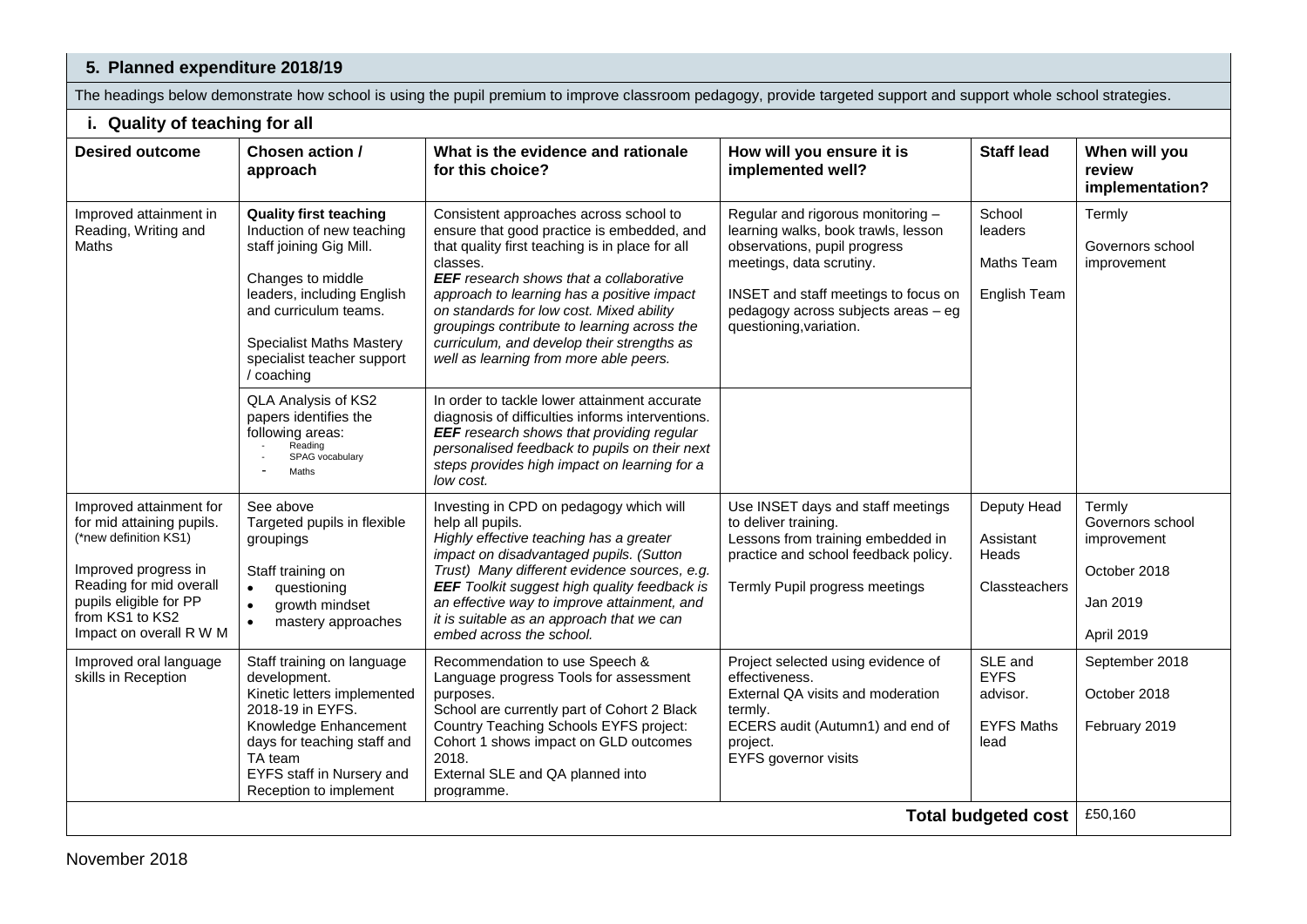## 5. Planned expenditure 2018/19

The headings below demonstrate how school is using the pupil premium to improve classroom pedagogy, provide targeted support and support whole school strategies.

### i. Quality of teaching for all

| Desired outcome | Chosen action / approach | What is the evidence and rationale for this choice? | How will you ensure it is implemented well? | Staff lead | When will you review implementation? |
|---|---|---|---|---|---|
| Improved attainment in Reading, Writing and Maths | **Quality first teaching** Induction of new teaching staff joining Gig Mill.<br><br>Changes to middle leaders, including English and curriculum teams.<br><br>Specialist Maths Mastery specialist teacher support / coaching | Consistent approaches across school to ensure that good practice is embedded, and that quality first teaching is in place for all classes. ***EEF*** *research shows that a collaborative approach to learning has a positive impact on standards for low cost. Mixed ability groupings contribute to learning across the curriculum, and develop their strengths as well as learning from more able peers.* | Regular and rigorous monitoring – learning walks, book trawls, lesson observations, pupil progress meetings, data scrutiny.<br><br>INSET and staff meetings to focus on pedagogy across subjects areas – eg questioning,variation. | School leaders<br><br>Maths Team<br><br>English Team | Termly<br><br>Governors school improvement |
| | QLA Analysis of KS2 papers identifies the following areas:<br>- Reading<br>- SPAG vocabulary<br>- Maths | In order to tackle lower attainment accurate diagnosis of difficulties informs interventions. ***EEF*** *research shows that providing regular personalised feedback to pupils on their next steps provides high impact on learning for a low cost.* | | | |
| Improved attainment for for mid attaining pupils. (*new definition KS1)<br><br>Improved progress in Reading for mid overall pupils eligible for PP from KS1 to KS2 Impact on overall R W M | See above<br>Targeted pupils in flexible groupings<br><br>Staff training on<br>- questioning<br>- growth mindset<br>- mastery approaches | Investing in CPD on pedagogy which will help all pupils.<br>*Highly effective teaching has a greater impact on disadvantaged pupils. (Sutton Trust) Many different evidence sources, e.g.* ***EEF*** *Toolkit suggest high quality feedback is an effective way to improve attainment, and it is suitable as an approach that we can embed across the school.* | Use INSET days and staff meetings to deliver training.<br>Lessons from training embedded in practice and school feedback policy.<br><br>Termly Pupil progress meetings | Deputy Head<br><br>Assistant Heads<br><br>Classteachers | Termly<br>Governors school improvement<br><br>October 2018<br><br>Jan 2019<br><br>April 2019 |
| Improved oral language skills in Reception | Staff training on language development.<br>Kinetic letters implemented 2018-19 in EYFS.<br>Knowledge Enhancement days for teaching staff and TA team<br>EYFS staff in Nursery and Reception to implement | Recommendation to use Speech & Language progress Tools for assessment purposes.<br>School are currently part of Cohort 2 Black Country Teaching Schools EYFS project: Cohort 1 shows impact on GLD outcomes 2018.<br>External SLE and QA planned into programme. | Project selected using evidence of effectiveness.<br>External QA visits and moderation termly.<br>ECERS audit (Autumn1) and end of project.<br>EYFS governor visits | SLE and EYFS advisor.<br><br>EYFS Maths lead | September 2018<br><br>October 2018<br><br>February 2019 |
| | | | | **Total budgeted cost** | £50,160 |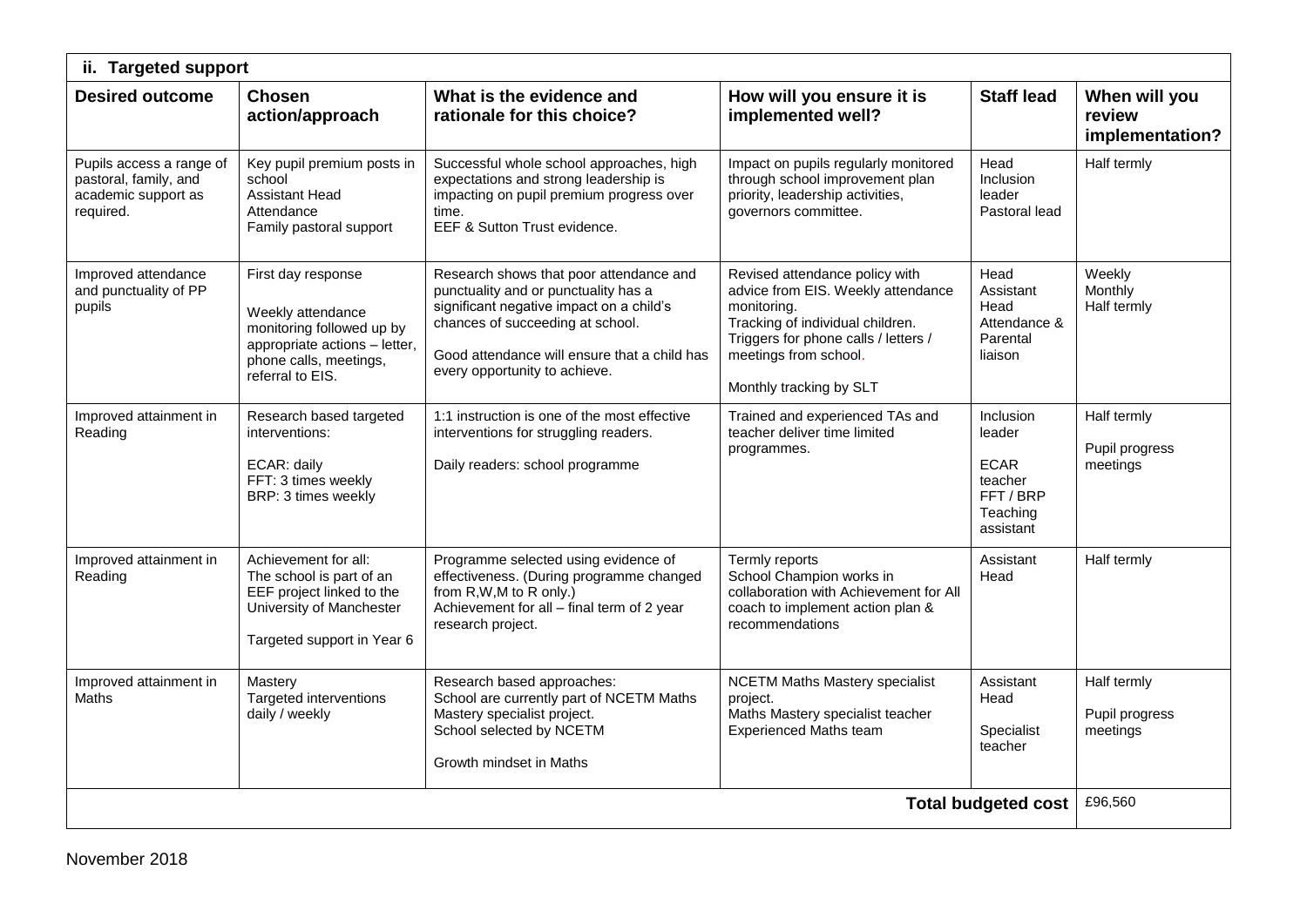| ii. Targeted support | | | | | |
|---|---|---|---|---|---|
| **Desired outcome** | **Chosen action/approach** | **What is the evidence and rationale for this choice?** | **How will you ensure it is implemented well?** | **Staff lead** | **When will you review implementation?** |
| Pupils access a range of pastoral, family, and academic support as required. | Key pupil premium posts in school<br>Assistant Head Attendance<br>Family pastoral support | Successful whole school approaches, high expectations and strong leadership is impacting on pupil premium progress over time.<br>EEF & Sutton Trust evidence. | Impact on pupils regularly monitored through school improvement plan priority, leadership activities, governors committee. | Head<br>Inclusion leader<br>Pastoral lead | Half termly |
| Improved attendance and punctuality of PP pupils | First day response<br><br>Weekly attendance monitoring followed up by appropriate actions – letter, phone calls, meetings, referral to EIS. | Research shows that poor attendance and punctuality and or punctuality has a significant negative impact on a child's chances of succeeding at school.<br><br>Good attendance will ensure that a child has every opportunity to achieve. | Revised attendance policy with advice from EIS. Weekly attendance monitoring.<br>Tracking of individual children.<br>Triggers for phone calls / letters / meetings from school.<br><br>Monthly tracking by SLT | Head<br>Assistant Head Attendance & Parental liaison | Weekly<br>Monthly<br>Half termly |
| Improved attainment in Reading | Research based targeted interventions:<br><br>ECAR: daily<br>FFT: 3 times weekly<br>BRP: 3 times weekly | 1:1 instruction is one of the most effective interventions for struggling readers.<br><br>Daily readers: school programme | Trained and experienced TAs and teacher deliver time limited programmes. | Inclusion leader<br><br>ECAR teacher<br>FFT / BRP Teaching assistant | Half termly<br><br>Pupil progress meetings |
| Improved attainment in Reading | Achievement for all:<br>The school is part of an EEF project linked to the University of Manchester<br><br>Targeted support in Year 6 | Programme selected using evidence of effectiveness. (During programme changed from R,W,M to R only.)<br>Achievement for all – final term of 2 year research project. | Termly reports<br>School Champion works in collaboration with Achievement for All coach to implement action plan & recommendations | Assistant Head | Half termly |
| Improved attainment in Maths | Mastery<br>Targeted interventions daily / weekly | Research based approaches:<br>School are currently part of NCETM Maths Mastery specialist project.<br>School selected by NCETM<br><br>Growth mindset in Maths | NCETM Maths Mastery specialist project.<br>Maths Mastery specialist teacher<br>Experienced Maths team | Assistant Head<br><br>Specialist teacher | Half termly<br><br>Pupil progress meetings |
| | | | | **Total budgeted cost** | £96,560 |

November 2018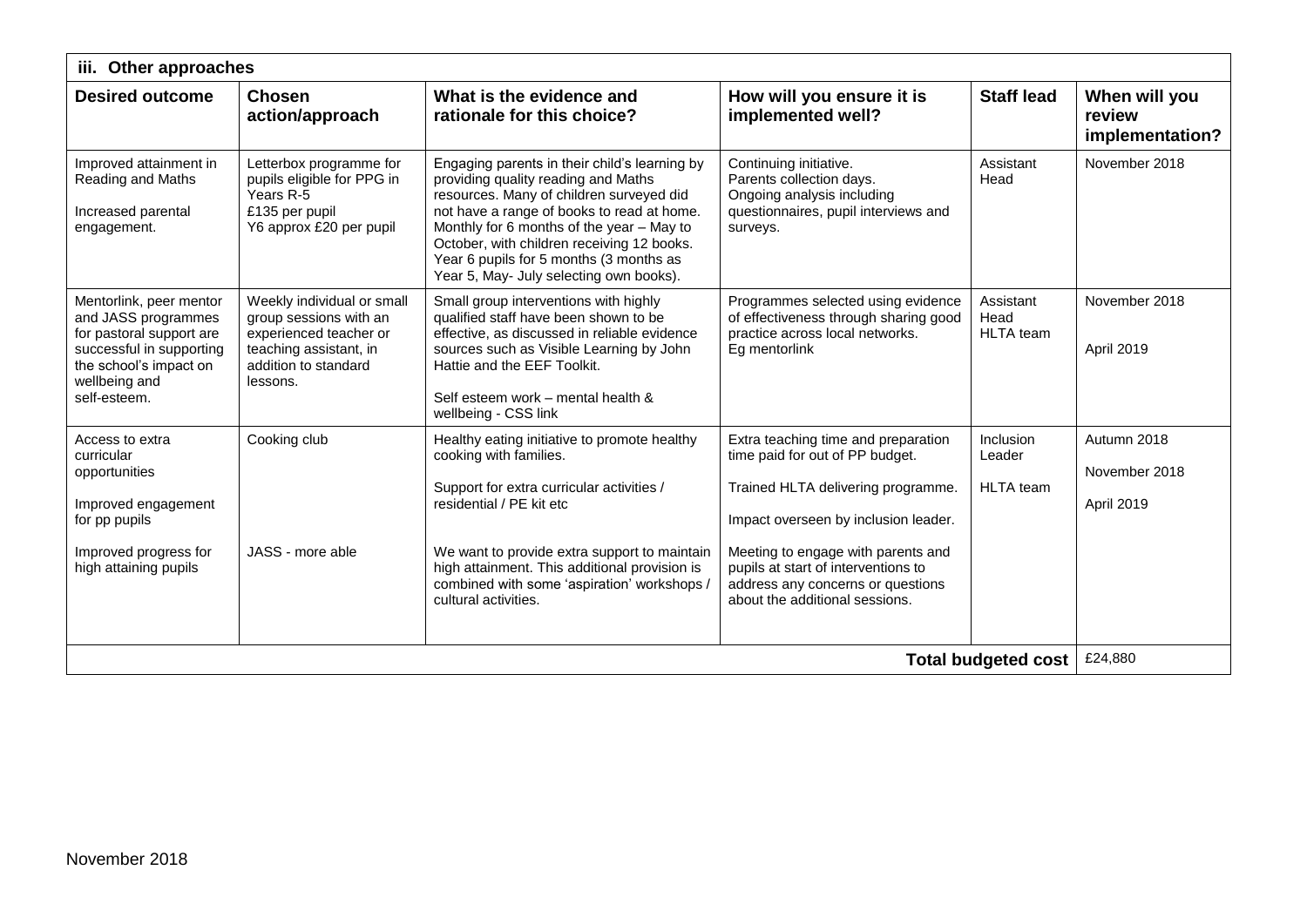### iii. Other approaches

| Desired outcome | Chosen action/approach | What is the evidence and rationale for this choice? | How will you ensure it is implemented well? | Staff lead | When will you review implementation? |
|---|---|---|---|---|---|
| Improved attainment in Reading and Maths<br><br>Increased parental engagement. | Letterbox programme for pupils eligible for PPG in Years R-5<br>£135 per pupil<br>Y6 approx £20 per pupil | Engaging parents in their child's learning by providing quality reading and Maths resources. Many of children surveyed did not have a range of books to read at home. Monthly for 6 months of the year – May to October, with children receiving 12 books. Year 6 pupils for 5 months (3 months as Year 5, May- July selecting own books). | Continuing initiative.<br>Parents collection days.<br>Ongoing analysis including questionnaires, pupil interviews and surveys. | Assistant Head | November 2018 |
| Mentorlink, peer mentor and JASS programmes for pastoral support are successful in supporting the school's impact on wellbeing and self-esteem. | Weekly individual or small group sessions with an experienced teacher or teaching assistant, in addition to standard lessons. | Small group interventions with highly qualified staff have been shown to be effective, as discussed in reliable evidence sources such as Visible Learning by John Hattie and the EEF Toolkit.<br><br>Self esteem work – mental health & wellbeing - CSS link | Programmes selected using evidence of effectiveness through sharing good practice across local networks.<br>Eg mentorlink | Assistant Head<br>HLTA team | November 2018<br><br>April 2019 |
| Access to extra curricular opportunities<br><br>Improved engagement for pp pupils<br><br>Improved progress for high attaining pupils | Cooking club<br><br><br><br><br>JASS - more able | Healthy eating initiative to promote healthy cooking with families.<br><br>Support for extra curricular activities / residential / PE kit etc<br><br>We want to provide extra support to maintain high attainment. This additional provision is combined with some 'aspiration' workshops / cultural activities. | Extra teaching time and preparation time paid for out of PP budget.<br><br>Trained HLTA delivering programme.<br><br>Impact overseen by inclusion leader.<br><br>Meeting to engage with parents and pupils at start of interventions to address any concerns or questions about the additional sessions. | Inclusion Leader<br><br>HLTA team | Autumn 2018<br><br>November 2018<br><br>April 2019 |
| | | | | **Total budgeted cost** | £24,880 |

November 2018